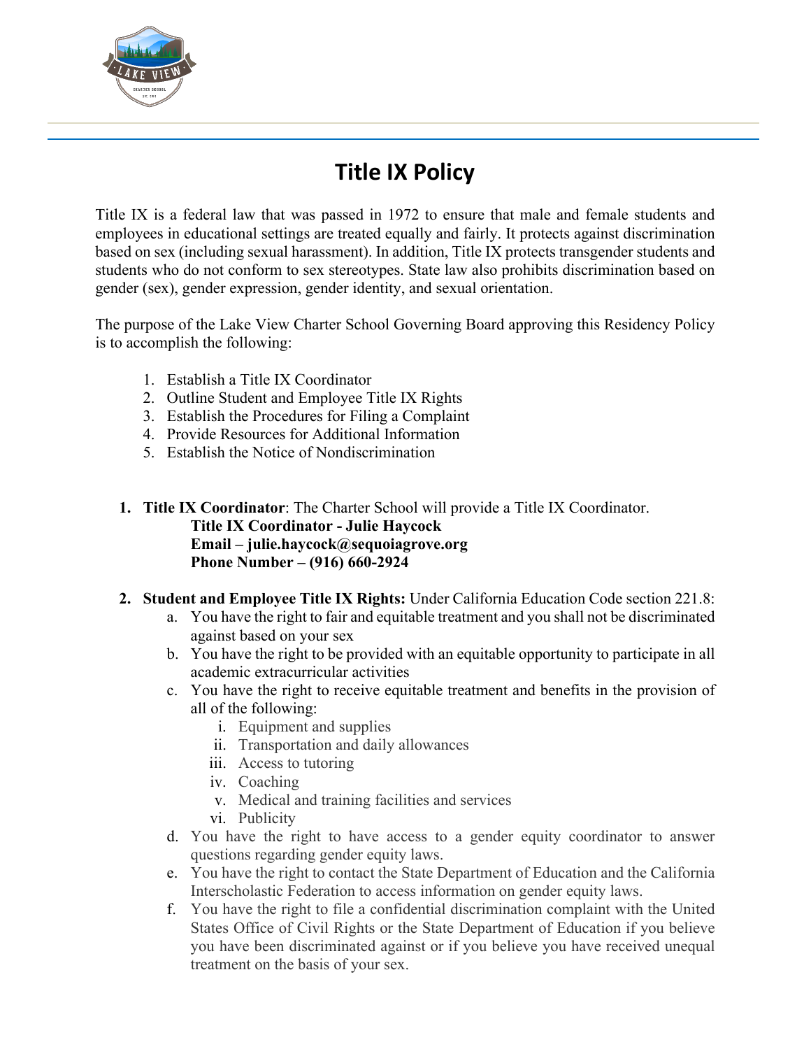# Title IX Policy

Title IX is a federal law that was passed in 1972 to ensure that male and female students and employees in educational settings are treated equally and fairly. It protects against discrimination based on sex (including sexual harassment). In addition, Title IX protects transgender students and students who do not conform to sex stereotypes. State law also prohibits discrimination based on gender (sex), gender expression, gender identity, and sexual orientation.

The purpose of the Lake View Charter School Governing Board approving this Residency Policy is to accomplish the following:

1. Establish a Title IX Coordinator
2. Outline Student and Employee Title IX Rights
3. Establish the Procedures for Filing a Complaint
4. Provide Resources for Additional Information
5. Establish the Notice of Nondiscrimination

1. **Title IX Coordinator**: The Charter School will provide a Title IX Coordinator.
   **Title IX Coordinator - Julie Haycock**
   **Email – julie.haycock@sequoiagrove.org**
   **Phone Number – (916) 660-2924**

2. **Student and Employee Title IX Rights:** Under California Education Code section 221.8:
   a. You have the right to fair and equitable treatment and you shall not be discriminated against based on your sex
   b. You have the right to be provided with an equitable opportunity to participate in all academic extracurricular activities
   c. You have the right to receive equitable treatment and benefits in the provision of all of the following:
      i. Equipment and supplies
      ii. Transportation and daily allowances
      iii. Access to tutoring
      iv. Coaching
      v. Medical and training facilities and services
      vi. Publicity
   d. You have the right to have access to a gender equity coordinator to answer questions regarding gender equity laws.
   e. You have the right to contact the State Department of Education and the California Interscholastic Federation to access information on gender equity laws.
   f. You have the right to file a confidential discrimination complaint with the United States Office of Civil Rights or the State Department of Education if you believe you have been discriminated against or if you believe you have received unequal treatment on the basis of your sex.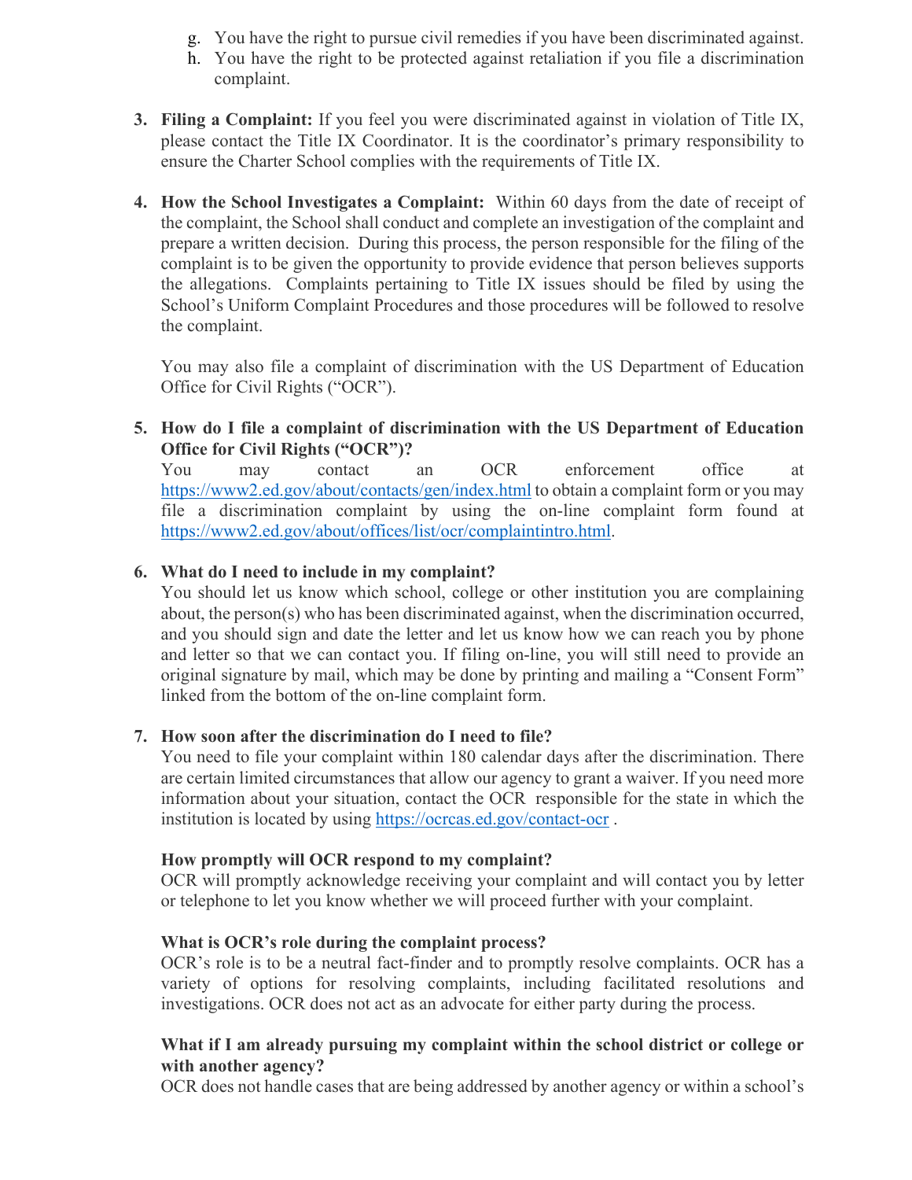g. You have the right to pursue civil remedies if you have been discriminated against.
h. You have the right to be protected against retaliation if you file a discrimination complaint.

3. **Filing a Complaint:** If you feel you were discriminated against in violation of Title IX, please contact the Title IX Coordinator. It is the coordinator's primary responsibility to ensure the Charter School complies with the requirements of Title IX.

4. **How the School Investigates a Complaint:** Within 60 days from the date of receipt of the complaint, the School shall conduct and complete an investigation of the complaint and prepare a written decision. During this process, the person responsible for the filing of the complaint is to be given the opportunity to provide evidence that person believes supports the allegations. Complaints pertaining to Title IX issues should be filed by using the School's Uniform Complaint Procedures and those procedures will be followed to resolve the complaint.

   You may also file a complaint of discrimination with the US Department of Education Office for Civil Rights ("OCR").

5. **How do I file a complaint of discrimination with the US Department of Education Office for Civil Rights ("OCR")?**
   You may contact an OCR enforcement office at https://www2.ed.gov/about/contacts/gen/index.html to obtain a complaint form or you may file a discrimination complaint by using the on-line complaint form found at https://www2.ed.gov/about/offices/list/ocr/complaintintro.html.

6. **What do I need to include in my complaint?**
   You should let us know which school, college or other institution you are complaining about, the person(s) who has been discriminated against, when the discrimination occurred, and you should sign and date the letter and let us know how we can reach you by phone and letter so that we can contact you. If filing on-line, you will still need to provide an original signature by mail, which may be done by printing and mailing a "Consent Form" linked from the bottom of the on-line complaint form.

7. **How soon after the discrimination do I need to file?**
   You need to file your complaint within 180 calendar days after the discrimination. There are certain limited circumstances that allow our agency to grant a waiver. If you need more information about your situation, contact the OCR responsible for the state in which the institution is located by using https://ocrcas.ed.gov/contact-ocr .

   **How promptly will OCR respond to my complaint?**
   OCR will promptly acknowledge receiving your complaint and will contact you by letter or telephone to let you know whether we will proceed further with your complaint.

   **What is OCR's role during the complaint process?**
   OCR's role is to be a neutral fact-finder and to promptly resolve complaints. OCR has a variety of options for resolving complaints, including facilitated resolutions and investigations. OCR does not act as an advocate for either party during the process.

   **What if I am already pursuing my complaint within the school district or college or with another agency?**
   OCR does not handle cases that are being addressed by another agency or within a school's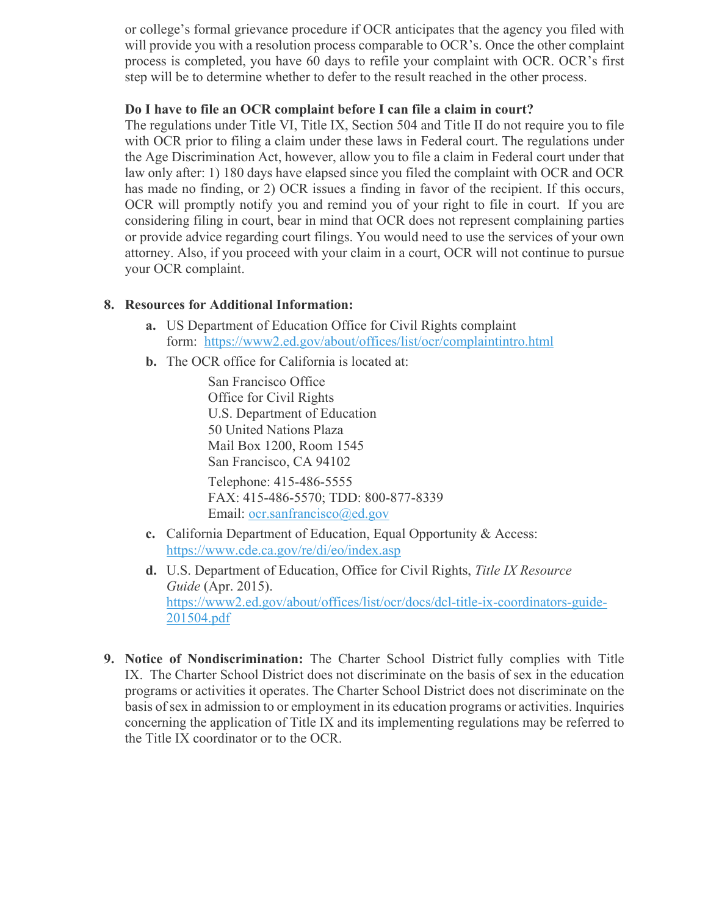or college's formal grievance procedure if OCR anticipates that the agency you filed with will provide you with a resolution process comparable to OCR's. Once the other complaint process is completed, you have 60 days to refile your complaint with OCR. OCR's first step will be to determine whether to defer to the result reached in the other process.

**Do I have to file an OCR complaint before I can file a claim in court?**
The regulations under Title VI, Title IX, Section 504 and Title II do not require you to file with OCR prior to filing a claim under these laws in Federal court. The regulations under the Age Discrimination Act, however, allow you to file a claim in Federal court under that law only after: 1) 180 days have elapsed since you filed the complaint with OCR and OCR has made no finding, or 2) OCR issues a finding in favor of the recipient. If this occurs, OCR will promptly notify you and remind you of your right to file in court. If you are considering filing in court, bear in mind that OCR does not represent complaining parties or provide advice regarding court filings. You would need to use the services of your own attorney. Also, if you proceed with your claim in a court, OCR will not continue to pursue your OCR complaint.

8. **Resources for Additional Information:**
   a. US Department of Education Office for Civil Rights complaint form: https://www2.ed.gov/about/offices/list/ocr/complaintintro.html
   b. The OCR office for California is located at:

      San Francisco Office
      Office for Civil Rights
      U.S. Department of Education
      50 United Nations Plaza
      Mail Box 1200, Room 1545
      San Francisco, CA 94102

      Telephone: 415-486-5555
      FAX: 415-486-5570; TDD: 800-877-8339
      Email: ocr.sanfrancisco@ed.gov
   c. California Department of Education, Equal Opportunity & Access: https://www.cde.ca.gov/re/di/eo/index.asp
   d. U.S. Department of Education, Office for Civil Rights, *Title IX Resource Guide* (Apr. 2015). https://www2.ed.gov/about/offices/list/ocr/docs/dcl-title-ix-coordinators-guide-201504.pdf

9. **Notice of Nondiscrimination:** The Charter School District fully complies with Title IX. The Charter School District does not discriminate on the basis of sex in the education programs or activities it operates. The Charter School District does not discriminate on the basis of sex in admission to or employment in its education programs or activities. Inquiries concerning the application of Title IX and its implementing regulations may be referred to the Title IX coordinator or to the OCR.